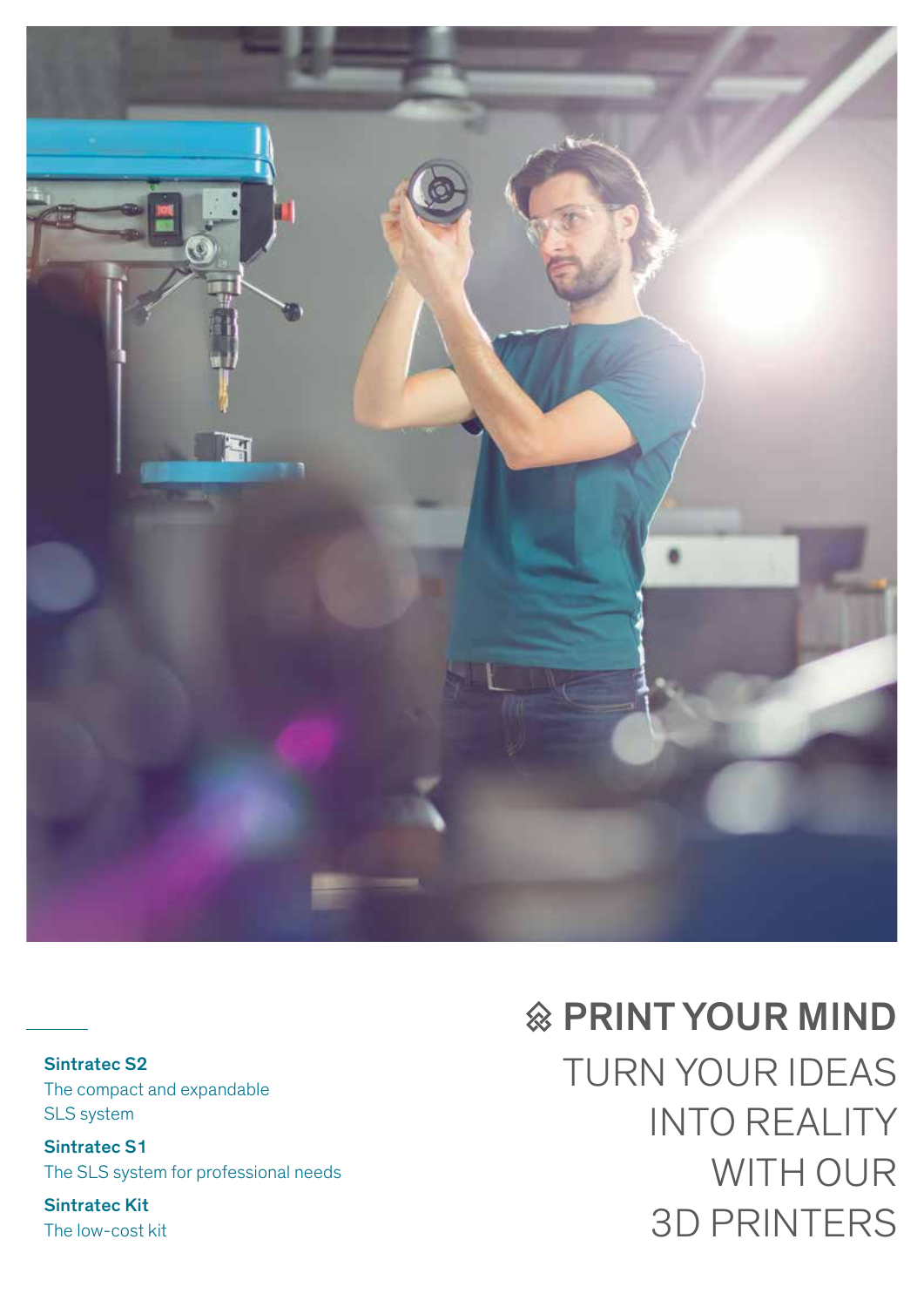# PRINT YOUR MIND

## TURN YOUR IDEAS INTO REALITY WITH OUR 3D PRINTERS

**Sintratec S2**
The compact and expandable SLS system

**Sintratec S1**
The SLS system for professional needs

**Sintratec Kit**
The low-cost kit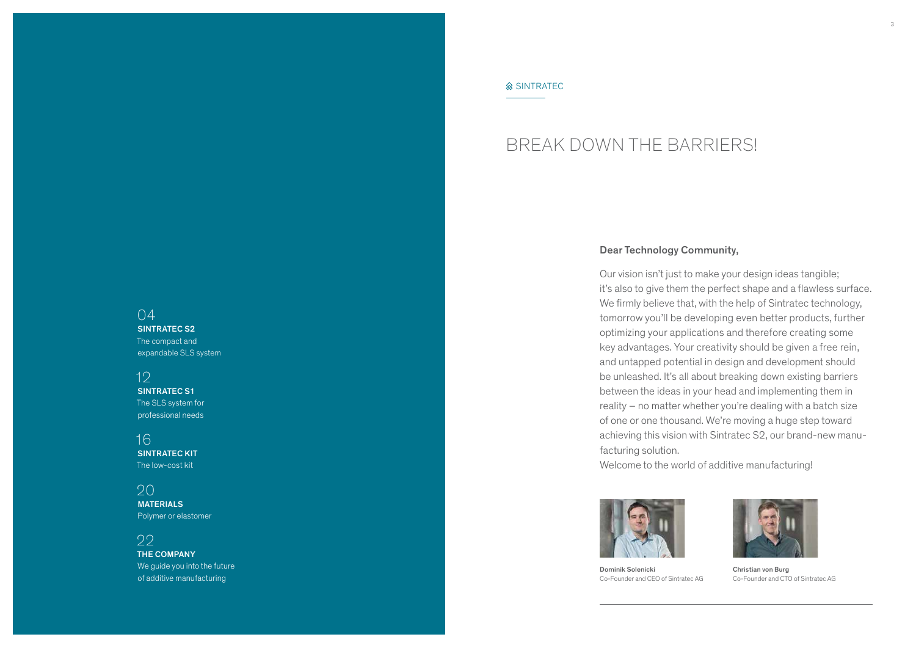04
**SINTRATEC S2**
The compact and expandable SLS system

12
**SINTRATEC S1**
The SLS system for professional needs

16
**SINTRATEC KIT**
The low-cost kit

20
**MATERIALS**
Polymer or elastomer

22
**THE COMPANY**
We guide you into the future of additive manufacturing

SINTRATEC

# BREAK DOWN THE BARRIERS!

**Dear Technology Community,**

Our vision isn't just to make your design ideas tangible; it's also to give them the perfect shape and a flawless surface. We firmly believe that, with the help of Sintratec technology, tomorrow you'll be developing even better products, further optimizing your applications and therefore creating some key advantages. Your creativity should be given a free rein, and untapped potential in design and development should be unleashed. It's all about breaking down existing barriers between the ideas in your head and implementing them in reality – no matter whether you're dealing with a batch size of one or one thousand. We're moving a huge step toward achieving this vision with Sintratec S2, our brand-new manufacturing solution.

Welcome to the world of additive manufacturing!

**Dominik Solenicki**
Co-Founder and CEO of Sintratec AG

**Christian von Burg**
Co-Founder and CTO of Sintratec AG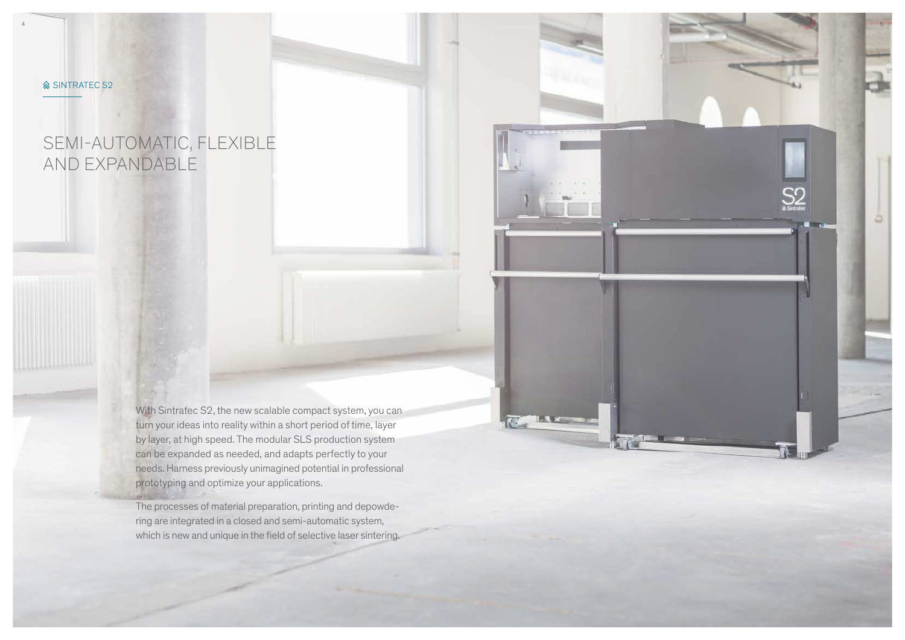SINTRATEC S2

# SEMI-AUTOMATIC, FLEXIBLE AND EXPANDABLE

With Sintratec S2, the new scalable compact system, you can turn your ideas into reality within a short period of time, layer by layer, at high speed. The modular SLS production system can be expanded as needed, and adapts perfectly to your needs. Harness previously unimagined potential in professional prototyping and optimize your applications.

The processes of material preparation, printing and depowdering are integrated in a closed and semi-automatic system, which is new and unique in the field of selective laser sintering.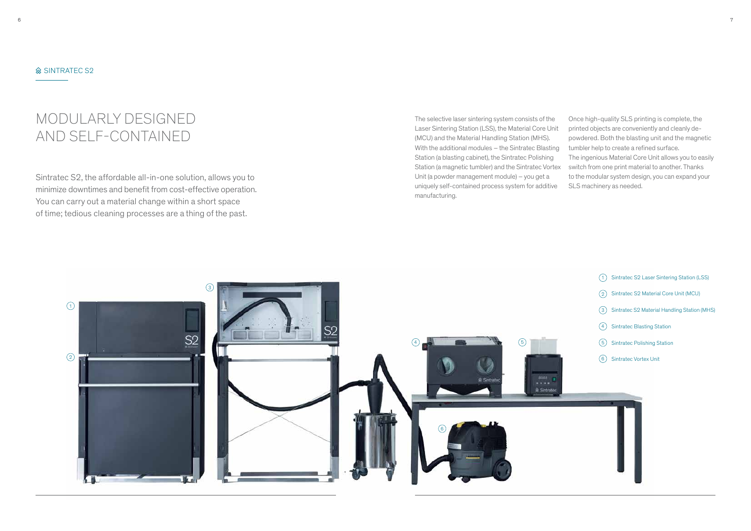SINTRATEC S2

# MODULARLY DESIGNED AND SELF-CONTAINED

Sintratec S2, the affordable all-in-one solution, allows you to minimize downtimes and benefit from cost-effective operation. You can carry out a material change within a short space of time; tedious cleaning processes are a thing of the past.

The selective laser sintering system consists of the Laser Sintering Station (LSS), the Material Core Unit (MCU) and the Material Handling Station (MHS). With the additional modules – the Sintratec Blasting Station (a blasting cabinet), the Sintratec Polishing Station (a magnetic tumbler) and the Sintratec Vortex Unit (a powder management module) – you get a uniquely self-contained process system for additive manufacturing.

Once high-quality SLS printing is complete, the printed objects are conveniently and cleanly de-powdered. Both the blasting unit and the magnetic tumbler help to create a refined surface. The ingenious Material Core Unit allows you to easily switch from one print material to another. Thanks to the modular system design, you can expand your SLS machinery as needed.

1. Sintratec S2 Laser Sintering Station (LSS)
2. Sintratec S2 Material Core Unit (MCU)
3. Sintratec S2 Material Handling Station (MHS)
4. Sintratec Blasting Station
5. Sintratec Polishing Station
6. Sintratec Vortex Unit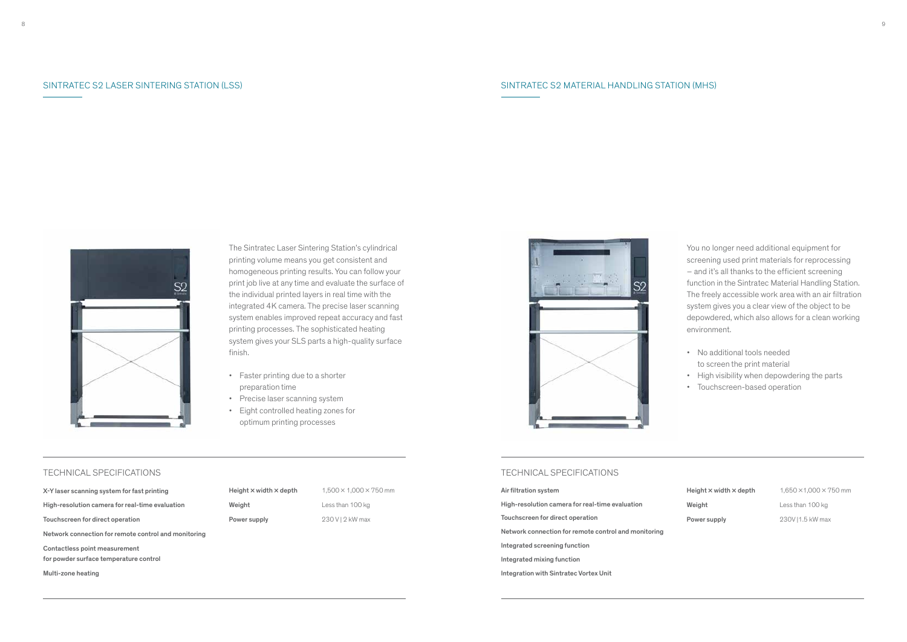## SINTRATEC S2 LASER SINTERING STATION (LSS)

The Sintratec Laser Sintering Station's cylindrical printing volume means you get consistent and homogeneous printing results. You can follow your print job live at any time and evaluate the surface of the individual printed layers in real time with the integrated 4K camera. The precise laser scanning system enables improved repeat accuracy and fast printing processes. The sophisticated heating system gives your SLS parts a high-quality surface finish.

- Faster printing due to a shorter preparation time
- Precise laser scanning system
- Eight controlled heating zones for optimum printing processes

### TECHNICAL SPECIFICATIONS

**X-Y laser scanning system for fast printing**

**High-resolution camera for real-time evaluation**

**Touchscreen for direct operation**

**Network connection for remote control and monitoring**

**Contactless point measurement for powder surface temperature control**

**Multi-zone heating**

| | |
|---|---|
| **Height × width × depth** | 1,500 × 1,000 × 750 mm |
| **Weight** | Less than 100 kg |
| **Power supply** | 230 V \| 2 kW max |

## SINTRATEC S2 MATERIAL HANDLING STATION (MHS)

You no longer need additional equipment for screening used print materials for reprocessing – and it's all thanks to the efficient screening function in the Sintratec Material Handling Station. The freely accessible work area with an air filtration system gives you a clear view of the object to be depowdered, which also allows for a clean working environment.

- No additional tools needed to screen the print material
- High visibility when depowdering the parts
- Touchscreen-based operation

### TECHNICAL SPECIFICATIONS

**Air filtration system**

**High-resolution camera for real-time evaluation**

**Touchscreen for direct operation**

**Network connection for remote control and monitoring**

**Integrated screening function**

**Integrated mixing function**

**Integration with Sintratec Vortex Unit**

| | |
|---|---|
| **Height × width × depth** | 1,650 × 1,000 × 750 mm |
| **Weight** | Less than 100 kg |
| **Power supply** | 230V \| 1.5 kW max |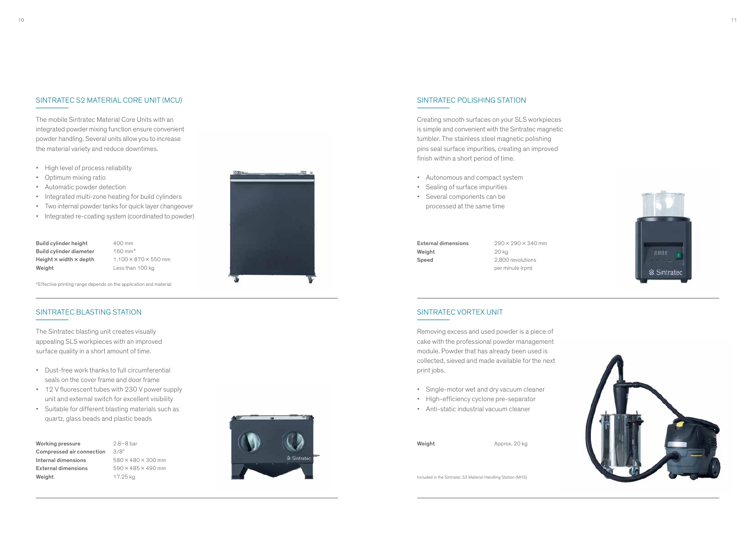## SINTRATEC S2 MATERIAL CORE UNIT (MCU)

The mobile Sintratec Material Core Units with an integrated powder mixing function ensure convenient powder handling. Several units allow you to increase the material variety and reduce downtimes.

- High level of process reliability
- Optimum mixing ratio
- Automatic powder detection
- Integrated multi-zone heating for build cylinders
- Two internal powder tanks for quick layer changeover
- Integrated re-coating system (coordinated to powder)

| | |
|---|---|
| **Build cylinder height** | 400 mm |
| **Build cylinder diameter** | 160 mm* |
| **Height × width × depth** | 1,100 × 870 × 550 mm |
| **Weight** | Less than 100 kg |

*Effective printing range depends on the application and material

## SINTRATEC BLASTING STATION

The Sintratec blasting unit creates visually appealing SLS workpieces with an improved surface quality in a short amount of time.

- Dust-free work thanks to full circumferential seals on the cover frame and door frame
- 12 V fluorescent tubes with 230 V power supply unit and external switch for excellent visibility
- Suitable for different blasting materials such as quartz, glass beads and plastic beads

| | |
|---|---|
| **Working pressure** | 2.8–8 bar |
| **Compressed air connection** | 3/8" |
| **Internal dimensions** | 580 × 480 × 300 mm |
| **External dimensions** | 590 × 485 × 490 mm |
| **Weight** | 17.25 kg |

## SINTRATEC POLISHING STATION

Creating smooth surfaces on your SLS workpieces is simple and convenient with the Sintratec magnetic tumbler. The stainless steel magnetic polishing pins seal surface impurities, creating an improved finish within a short period of time.

- Autonomous and compact system
- Sealing of surface impurities
- Several components can be processed at the same time

| | |
|---|---|
| **External dimensions** | 290 × 290 × 340 mm |
| **Weight** | 20 kg |
| **Speed** | 2,800 revolutions per minute (rpm) |

## SINTRATEC VORTEX UNIT

Removing excess and used powder is a piece of cake with the professional powder management module. Powder that has already been used is collected, sieved and made available for the next print jobs.

- Single-motor wet and dry vacuum cleaner
- High-efficiency cyclone pre-separator
- Anti-static industrial vacuum cleaner

| | |
|---|---|
| **Weight** | Approx. 20 kg |

Included in the Sintratec S2 Material Handling Station (MHS)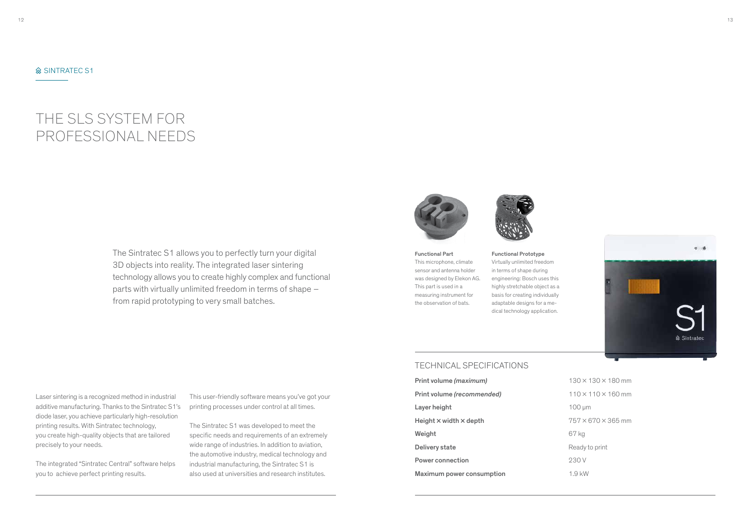SINTRATEC S1

# THE SLS SYSTEM FOR PROFESSIONAL NEEDS

The Sintratec S1 allows you to perfectly turn your digital 3D objects into reality. The integrated laser sintering technology allows you to create highly complex and functional parts with virtually unlimited freedom in terms of shape – from rapid prototyping to very small batches.

Laser sintering is a recognized method in industrial additive manufacturing. Thanks to the Sintratec S1's diode laser, you achieve particularly high-resolution printing results. With Sintratec technology, you create high-quality objects that are tailored precisely to your needs.

The integrated "Sintratec Central" software helps you to achieve perfect printing results.

This user-friendly software means you've got your printing processes under control at all times.

The Sintratec S1 was developed to meet the specific needs and requirements of an extremely wide range of industries. In addition to aviation, the automotive industry, medical technology and industrial manufacturing, the Sintratec S1 is also used at universities and research institutes.

**Functional Part**
This microphone, climate sensor and antenna holder was designed by Elekon AG. This part is used in a measuring instrument for the observation of bats.

**Functional Prototype**
Virtually unlimited freedom in terms of shape during engineering: Bosch uses this highly stretchable object as a basis for creating individually adaptable designs for a medical technology application.

## TECHNICAL SPECIFICATIONS

| | |
|---|---|
| **Print volume *(maximum)*** | 130 × 130 × 180 mm |
| **Print volume *(recommended)*** | 110 × 110 × 160 mm |
| **Layer height** | 100 µm |
| **Height × width × depth** | 757 × 670 × 365 mm |
| **Weight** | 67 kg |
| **Delivery state** | Ready to print |
| **Power connection** | 230 V |
| **Maximum power consumption** | 1.9 kW |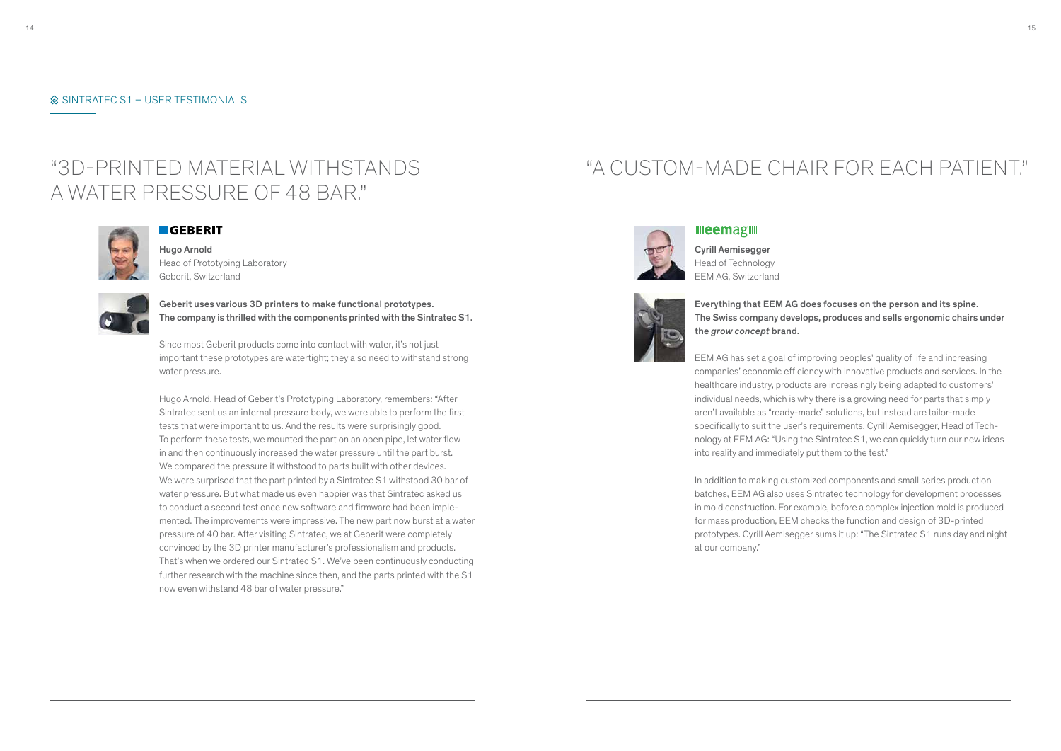SINTRATEC S1 – USER TESTIMONIALS

# "3D-PRINTED MATERIAL WITHSTANDS A WATER PRESSURE OF 48 BAR."

**GEBERIT**

**Hugo Arnold**
Head of Prototyping Laboratory
Geberit, Switzerland

**Geberit uses various 3D printers to make functional prototypes. The company is thrilled with the components printed with the Sintratec S1.**

Since most Geberit products come into contact with water, it's not just important these prototypes are watertight; they also need to withstand strong water pressure.

Hugo Arnold, Head of Geberit's Prototyping Laboratory, remembers: "After Sintratec sent us an internal pressure body, we were able to perform the first tests that were important to us. And the results were surprisingly good. To perform these tests, we mounted the part on an open pipe, let water flow in and then continuously increased the water pressure until the part burst. We compared the pressure it withstood to parts built with other devices. We were surprised that the part printed by a Sintratec S1 withstood 30 bar of water pressure. But what made us even happier was that Sintratec asked us to conduct a second test once new software and firmware had been implemented. The improvements were impressive. The new part now burst at a water pressure of 40 bar. After visiting Sintratec, we at Geberit were completely convinced by the 3D printer manufacturer's professionalism and products. That's when we ordered our Sintratec S1. We've been continuously conducting further research with the machine since then, and the parts printed with the S1 now even withstand 48 bar of water pressure."

# "A CUSTOM-MADE CHAIR FOR EACH PATIENT."

**eemag**

**Cyrill Aemisegger**
Head of Technology
EEM AG, Switzerland

**Everything that EEM AG does focuses on the person and its spine. The Swiss company develops, produces and sells ergonomic chairs under the *grow concept* brand.**

EEM AG has set a goal of improving peoples' quality of life and increasing companies' economic efficiency with innovative products and services. In the healthcare industry, products are increasingly being adapted to customers' individual needs, which is why there is a growing need for parts that simply aren't available as "ready-made" solutions, but instead are tailor-made specifically to suit the user's requirements. Cyrill Aemisegger, Head of Technology at EEM AG: "Using the Sintratec S1, we can quickly turn our new ideas into reality and immediately put them to the test."

In addition to making customized components and small series production batches, EEM AG also uses Sintratec technology for development processes in mold construction. For example, before a complex injection mold is produced for mass production, EEM checks the function and design of 3D-printed prototypes. Cyrill Aemisegger sums it up: "The Sintratec S1 runs day and night at our company."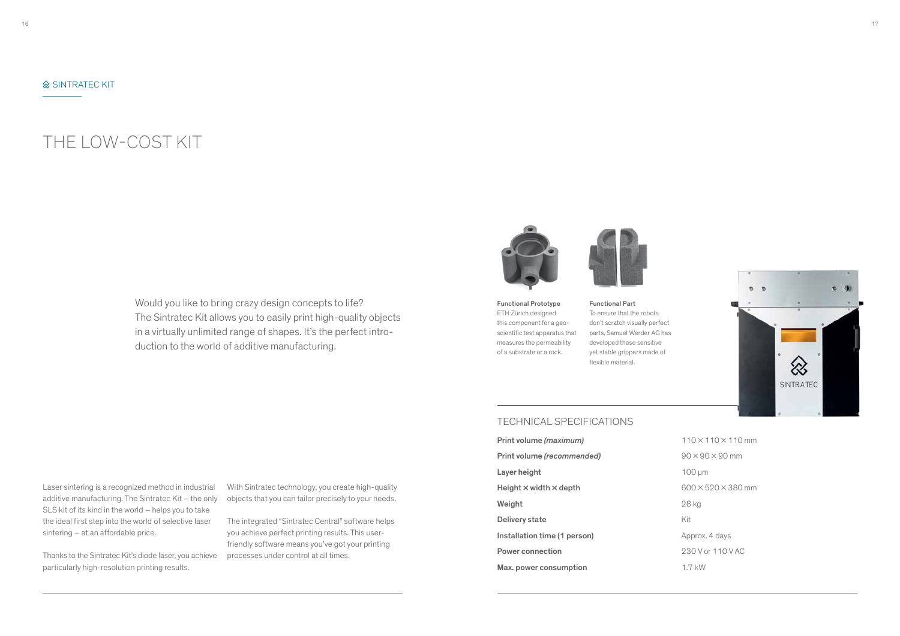SINTRATEC KIT

# THE LOW-COST KIT

Would you like to bring crazy design concepts to life? The Sintratec Kit allows you to easily print high-quality objects in a virtually unlimited range of shapes. It's the perfect introduction to the world of additive manufacturing.

Laser sintering is a recognized method in industrial additive manufacturing. The Sintratec Kit – the only SLS kit of its kind in the world – helps you to take the ideal first step into the world of selective laser sintering – at an affordable price.

Thanks to the Sintratec Kit's diode laser, you achieve particularly high-resolution printing results.

With Sintratec technology, you create high-quality objects that you can tailor precisely to your needs.

The integrated "Sintratec Central" software helps you achieve perfect printing results. This user-friendly software means you've got your printing processes under control at all times.

**Functional Prototype**
ETH Zürich designed this component for a geo-scientific test apparatus that measures the permeability of a substrate or a rock.

**Functional Part**
To ensure that the robots don't scratch visually perfect parts, Samuel Werder AG has developed these sensitive yet stable grippers made of flexible material.

## TECHNICAL SPECIFICATIONS

| | |
|---|---|
| **Print volume *(maximum)*** | 110 × 110 × 110 mm |
| **Print volume *(recommended)*** | 90 × 90 × 90 mm |
| **Layer height** | 100 µm |
| **Height × width × depth** | 600 × 520 × 380 mm |
| **Weight** | 28 kg |
| **Delivery state** | Kit |
| **Installation time (1 person)** | Approx. 4 days |
| **Power connection** | 230 V or 110 V AC |
| **Max. power consumption** | 1.7 kW |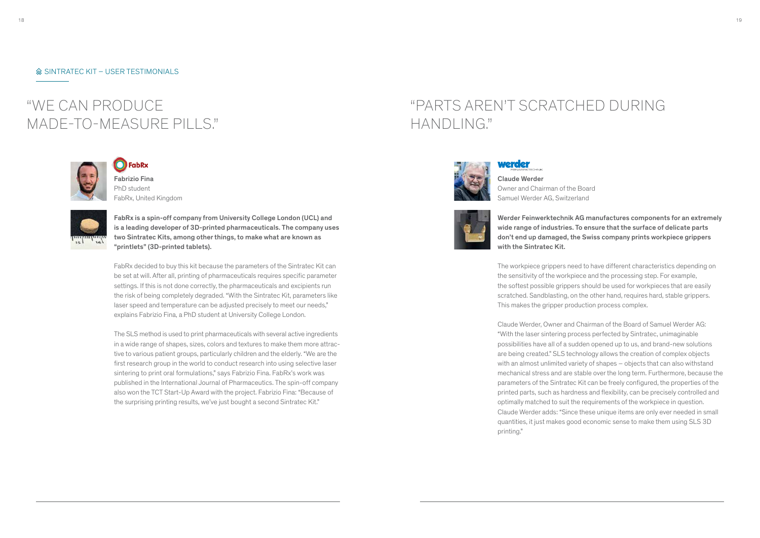SINTRATEC KIT – USER TESTIMONIALS

# "WE CAN PRODUCE MADE-TO-MEASURE PILLS."

FabRx

**Fabrizio Fina**
PhD student
FabRx, United Kingdom

**FabRx is a spin-off company from University College London (UCL) and is a leading developer of 3D-printed pharmaceuticals. The company uses two Sintratec Kits, among other things, to make what are known as "printlets" (3D-printed tablets).**

FabRx decided to buy this kit because the parameters of the Sintratec Kit can be set at will. After all, printing of pharmaceuticals requires specific parameter settings. If this is not done correctly, the pharmaceuticals and excipients run the risk of being completely degraded. "With the Sintratec Kit, parameters like laser speed and temperature can be adjusted precisely to meet our needs," explains Fabrizio Fina, a PhD student at University College London.

The SLS method is used to print pharmaceuticals with several active ingredients in a wide range of shapes, sizes, colors and textures to make them more attractive to various patient groups, particularly children and the elderly. "We are the first research group in the world to conduct research into using selective laser sintering to print oral formulations," says Fabrizio Fina. FabRx's work was published in the International Journal of Pharmaceutics. The spin-off company also won the TCT Start-Up Award with the project. Fabrizio Fina: "Because of the surprising printing results, we've just bought a second Sintratec Kit."

# "PARTS AREN'T SCRATCHED DURING HANDLING."

werder FEINWERKTECHNIK

**Claude Werder**
Owner and Chairman of the Board
Samuel Werder AG, Switzerland

**Werder Feinwerktechnik AG manufactures components for an extremely wide range of industries. To ensure that the surface of delicate parts don't end up damaged, the Swiss company prints workpiece grippers with the Sintratec Kit.**

The workpiece grippers need to have different characteristics depending on the sensitivity of the workpiece and the processing step. For example, the softest possible grippers should be used for workpieces that are easily scratched. Sandblasting, on the other hand, requires hard, stable grippers. This makes the gripper production process complex.

Claude Werder, Owner and Chairman of the Board of Samuel Werder AG: "With the laser sintering process perfected by Sintratec, unimaginable possibilities have all of a sudden opened up to us, and brand-new solutions are being created." SLS technology allows the creation of complex objects with an almost unlimited variety of shapes – objects that can also withstand mechanical stress and are stable over the long term. Furthermore, because the parameters of the Sintratec Kit can be freely configured, the properties of the printed parts, such as hardness and flexibility, can be precisely controlled and optimally matched to suit the requirements of the workpiece in question. Claude Werder adds: "Since these unique items are only ever needed in small quantities, it just makes good economic sense to make them using SLS 3D printing."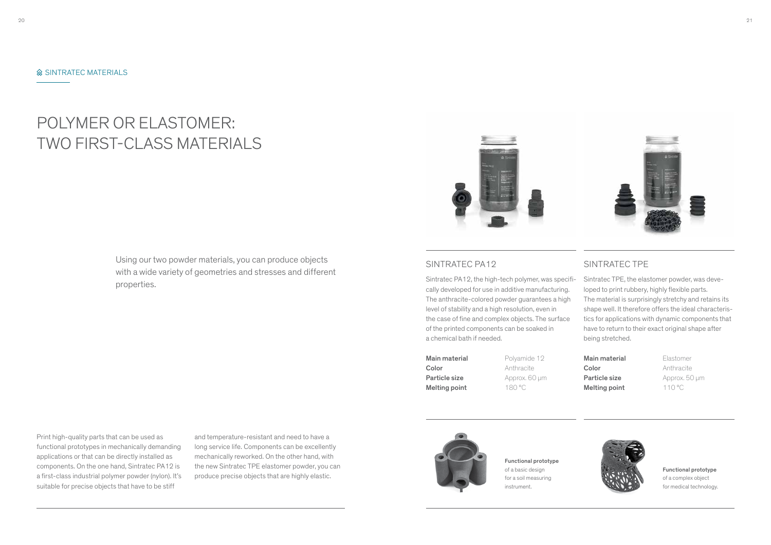SINTRATEC MATERIALS

# POLYMER OR ELASTOMER: TWO FIRST-CLASS MATERIALS

Using our two powder materials, you can produce objects with a wide variety of geometries and stresses and different properties.

Print high-quality parts that can be used as functional prototypes in mechanically demanding applications or that can be directly installed as components. On the one hand, Sintratec PA12 is a first-class industrial polymer powder (nylon). It's suitable for precise objects that have to be stiff and temperature-resistant and need to have a long service life. Components can be excellently mechanically reworked. On the other hand, with the new Sintratec TPE elastomer powder, you can produce precise objects that are highly elastic.

## SINTRATEC PA12

Sintratec PA12, the high-tech polymer, was specifically developed for use in additive manufacturing. The anthracite-colored powder guarantees a high level of stability and a high resolution, even in the case of fine and complex objects. The surface of the printed components can be soaked in a chemical bath if needed.

| | |
|---|---|
| **Main material** | Polyamide 12 |
| **Color** | Anthracite |
| **Particle size** | Approx. 60 µm |
| **Melting point** | 180 °C |

**Functional prototype** of a basic design for a soil measuring instrument.

## SINTRATEC TPE

Sintratec TPE, the elastomer powder, was developed to print rubbery, highly flexible parts. The material is surprisingly stretchy and retains its shape well. It therefore offers the ideal characteristics for applications with dynamic components that have to return to their exact original shape after being stretched.

| | |
|---|---|
| **Main material** | Elastomer |
| **Color** | Anthracite |
| **Particle size** | Approx. 50 µm |
| **Melting point** | 110 °C |

**Functional prototype** of a complex object for medical technology.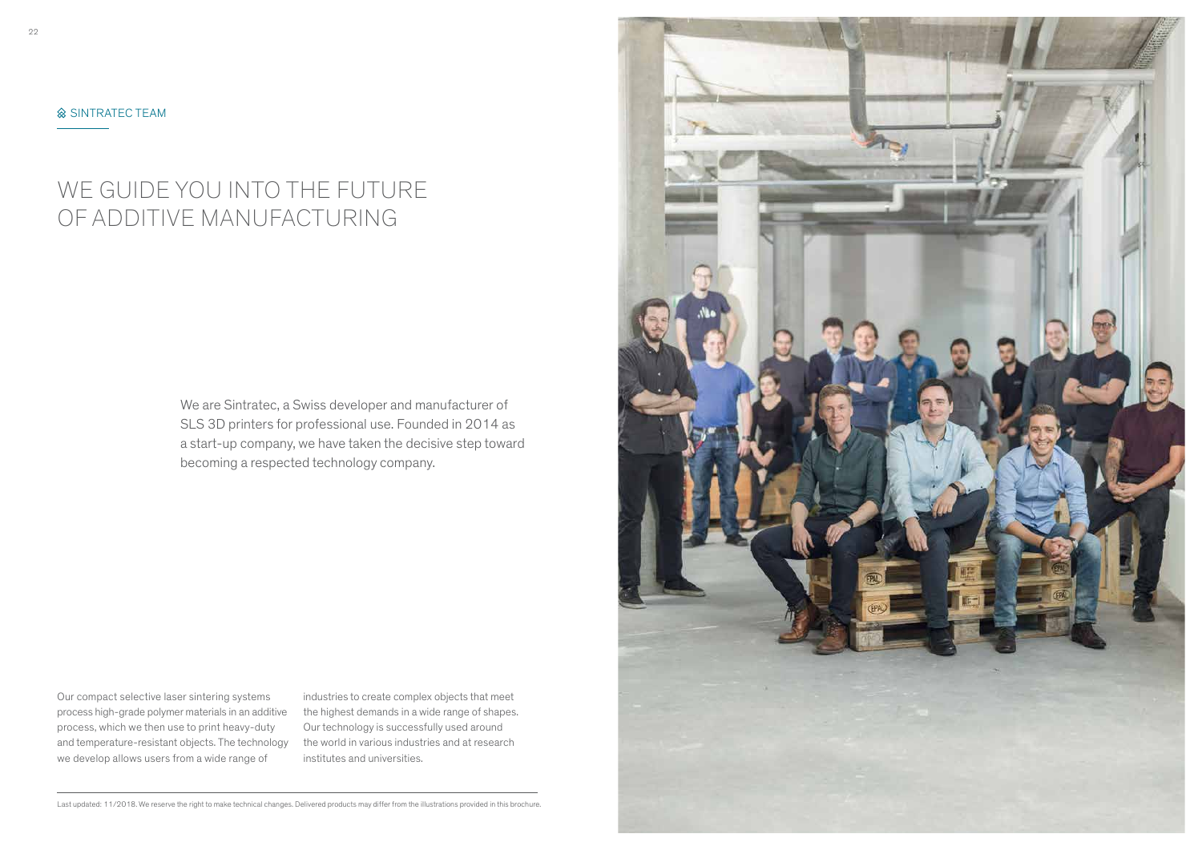SINTRATEC TEAM

# WE GUIDE YOU INTO THE FUTURE OF ADDITIVE MANUFACTURING

We are Sintratec, a Swiss developer and manufacturer of SLS 3D printers for professional use. Founded in 2014 as a start-up company, we have taken the decisive step toward becoming a respected technology company.

Our compact selective laser sintering systems process high-grade polymer materials in an additive process, which we then use to print heavy-duty and temperature-resistant objects. The technology we develop allows users from a wide range of industries to create complex objects that meet the highest demands in a wide range of shapes. Our technology is successfully used around the world in various industries and at research institutes and universities.

Last updated: 11/2018. We reserve the right to make technical changes. Delivered products may differ from the illustrations provided in this brochure.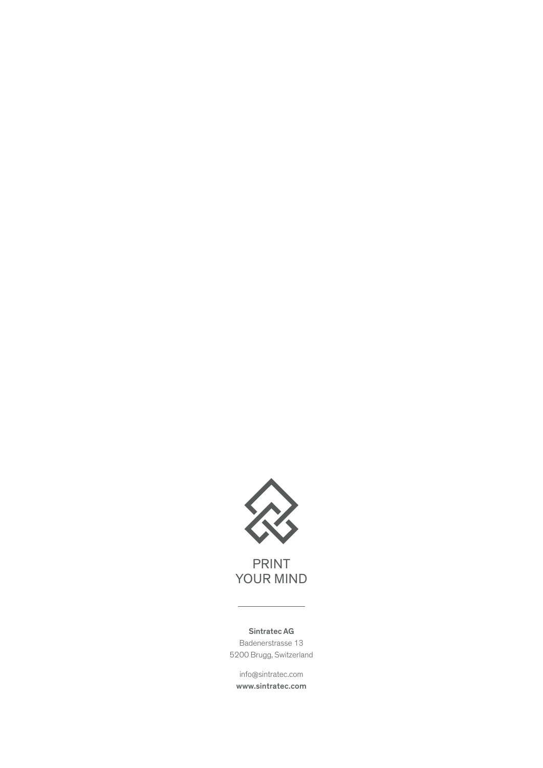PRINT
YOUR MIND

---

**Sintratec AG**
Badenerstrasse 13
5200 Brugg, Switzerland

info@sintratec.com
**www.sintratec.com**